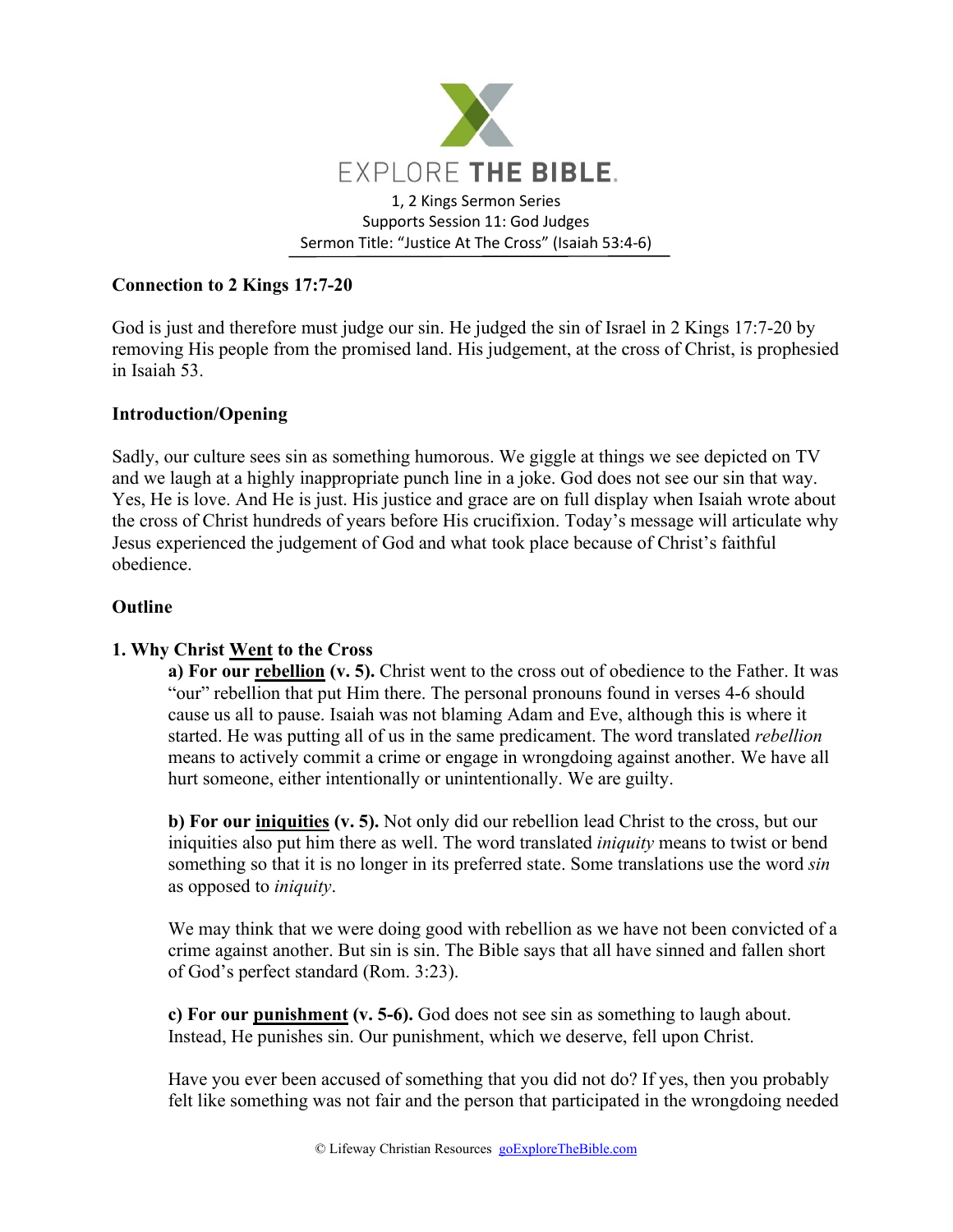EXPLORE **THE BIBLE**.

1, 2 Kings Sermon Series
Supports Session 11: God Judges
Sermon Title: "Justice At The Cross" (Isaiah 53:4-6)

**Connection to 2 Kings 17:7-20**

God is just and therefore must judge our sin. He judged the sin of Israel in 2 Kings 17:7-20 by removing His people from the promised land. His judgement, at the cross of Christ, is prophesied in Isaiah 53.

**Introduction/Opening**

Sadly, our culture sees sin as something humorous. We giggle at things we see depicted on TV and we laugh at a highly inappropriate punch line in a joke. God does not see our sin that way. Yes, He is love. And He is just. His justice and grace are on full display when Isaiah wrote about the cross of Christ hundreds of years before His crucifixion. Today's message will articulate why Jesus experienced the judgement of God and what took place because of Christ's faithful obedience.

**Outline**

**1. Why Christ <u>Went</u> to the Cross**

**a) For our <u>rebellion</u> (v. 5).** Christ went to the cross out of obedience to the Father. It was "our" rebellion that put Him there. The personal pronouns found in verses 4-6 should cause us all to pause. Isaiah was not blaming Adam and Eve, although this is where it started. He was putting all of us in the same predicament. The word translated *rebellion* means to actively commit a crime or engage in wrongdoing against another. We have all hurt someone, either intentionally or unintentionally. We are guilty.

**b) For our <u>iniquities</u> (v. 5).** Not only did our rebellion lead Christ to the cross, but our iniquities also put him there as well. The word translated *iniquity* means to twist or bend something so that it is no longer in its preferred state. Some translations use the word *sin* as opposed to *iniquity*.

We may think that we were doing good with rebellion as we have not been convicted of a crime against another. But sin is sin. The Bible says that all have sinned and fallen short of God's perfect standard (Rom. 3:23).

**c) For our <u>punishment</u> (v. 5-6).** God does not see sin as something to laugh about. Instead, He punishes sin. Our punishment, which we deserve, fell upon Christ.

Have you ever been accused of something that you did not do? If yes, then you probably felt like something was not fair and the person that participated in the wrongdoing needed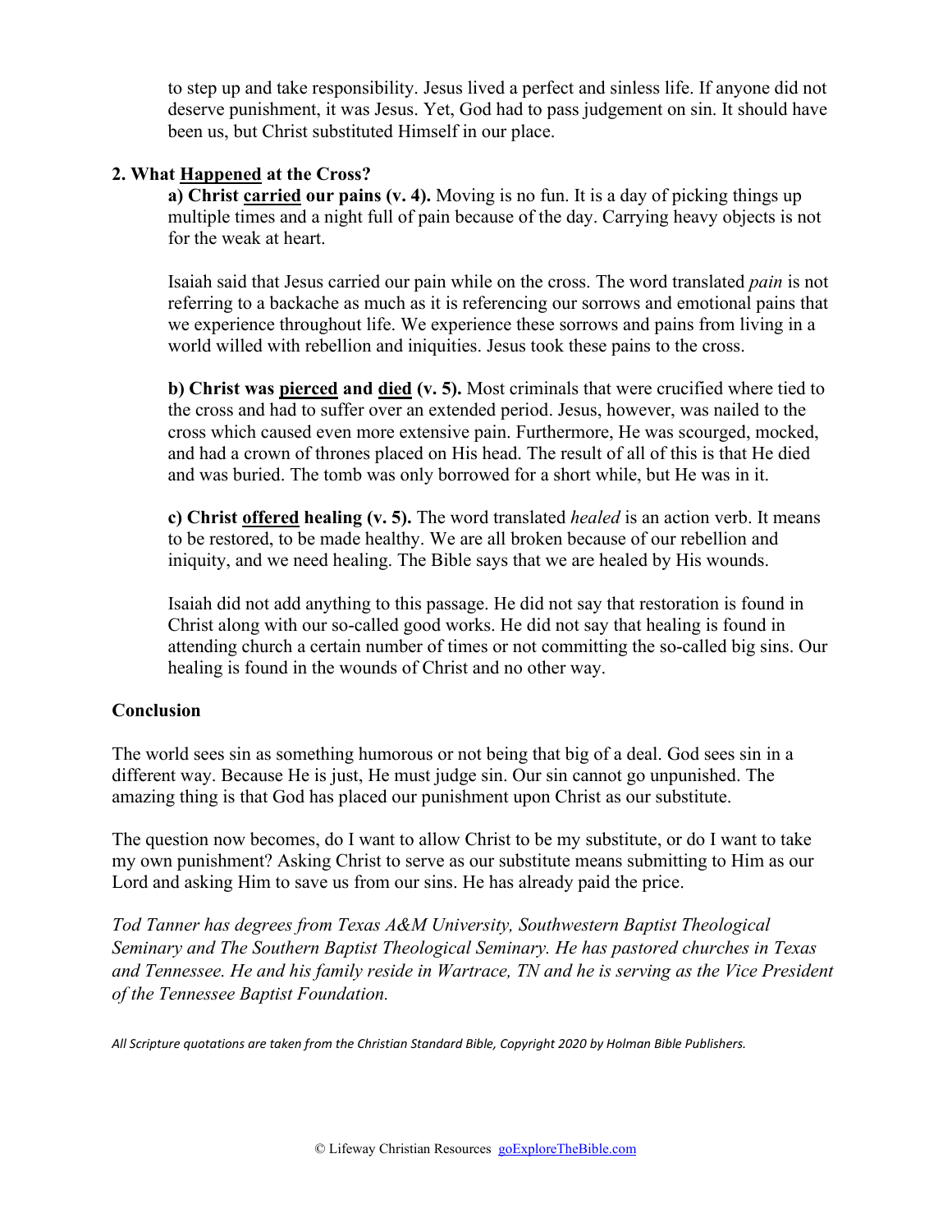to step up and take responsibility. Jesus lived a perfect and sinless life. If anyone did not deserve punishment, it was Jesus. Yet, God had to pass judgement on sin. It should have been us, but Christ substituted Himself in our place.

**2. What <u>Happened</u> at the Cross?**

**a) Christ <u>carried</u> our pains (v. 4).** Moving is no fun. It is a day of picking things up multiple times and a night full of pain because of the day. Carrying heavy objects is not for the weak at heart.

Isaiah said that Jesus carried our pain while on the cross. The word translated *pain* is not referring to a backache as much as it is referencing our sorrows and emotional pains that we experience throughout life. We experience these sorrows and pains from living in a world willed with rebellion and iniquities. Jesus took these pains to the cross.

**b) Christ was <u>pierced</u> and <u>died</u> (v. 5).** Most criminals that were crucified where tied to the cross and had to suffer over an extended period. Jesus, however, was nailed to the cross which caused even more extensive pain. Furthermore, He was scourged, mocked, and had a crown of thrones placed on His head. The result of all of this is that He died and was buried. The tomb was only borrowed for a short while, but He was in it.

**c) Christ <u>offered</u> healing (v. 5).** The word translated *healed* is an action verb. It means to be restored, to be made healthy. We are all broken because of our rebellion and iniquity, and we need healing. The Bible says that we are healed by His wounds.

Isaiah did not add anything to this passage. He did not say that restoration is found in Christ along with our so-called good works. He did not say that healing is found in attending church a certain number of times or not committing the so-called big sins. Our healing is found in the wounds of Christ and no other way.

**Conclusion**

The world sees sin as something humorous or not being that big of a deal. God sees sin in a different way. Because He is just, He must judge sin. Our sin cannot go unpunished. The amazing thing is that God has placed our punishment upon Christ as our substitute.

The question now becomes, do I want to allow Christ to be my substitute, or do I want to take my own punishment? Asking Christ to serve as our substitute means submitting to Him as our Lord and asking Him to save us from our sins. He has already paid the price.

*Tod Tanner has degrees from Texas A&M University, Southwestern Baptist Theological Seminary and The Southern Baptist Theological Seminary. He has pastored churches in Texas and Tennessee. He and his family reside in Wartrace, TN and he is serving as the Vice President of the Tennessee Baptist Foundation.*

*All Scripture quotations are taken from the Christian Standard Bible, Copyright 2020 by Holman Bible Publishers.*

© Lifeway Christian Resources goExploreTheBible.com